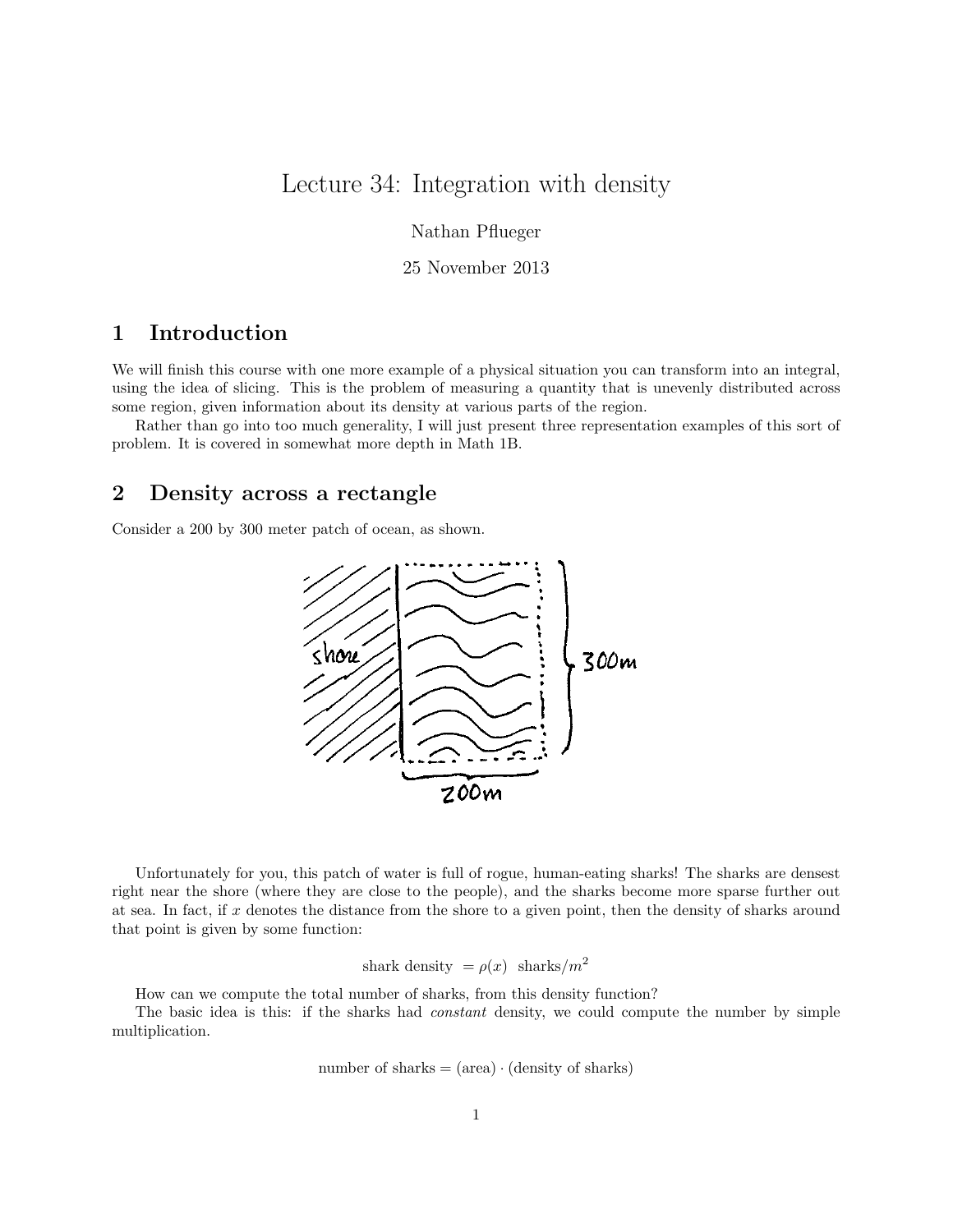# Lecture 34: Integration with density

Nathan Pflueger

25 November 2013

## 1 Introduction

We will finish this course with one more example of a physical situation you can transform into an integral, using the idea of slicing. This is the problem of measuring a quantity that is unevenly distributed across some region, given information about its density at various parts of the region.

Rather than go into too much generality, I will just present three representation examples of this sort of problem. It is covered in somewhat more depth in Math 1B.

## 2 Density across a rectangle

Consider a 200 by 300 meter patch of ocean, as shown.

Unfortunately for you, this patch of water is full of rogue, human-eating sharks! The sharks are densest right near the shore (where they are close to the people), and the sharks become more sparse further out at sea. In fact, if $x$ denotes the distance from the shore to a given point, then the density of sharks around that point is given by some function:

$$\text{shark density } = \rho(x) \text{ sharks}/m^2$$

How can we compute the total number of sharks, from this density function?

The basic idea is this: if the sharks had *constant* density, we could compute the number by simple multiplication.

$$\text{number of sharks} = (\text{area}) \cdot (\text{density of sharks})$$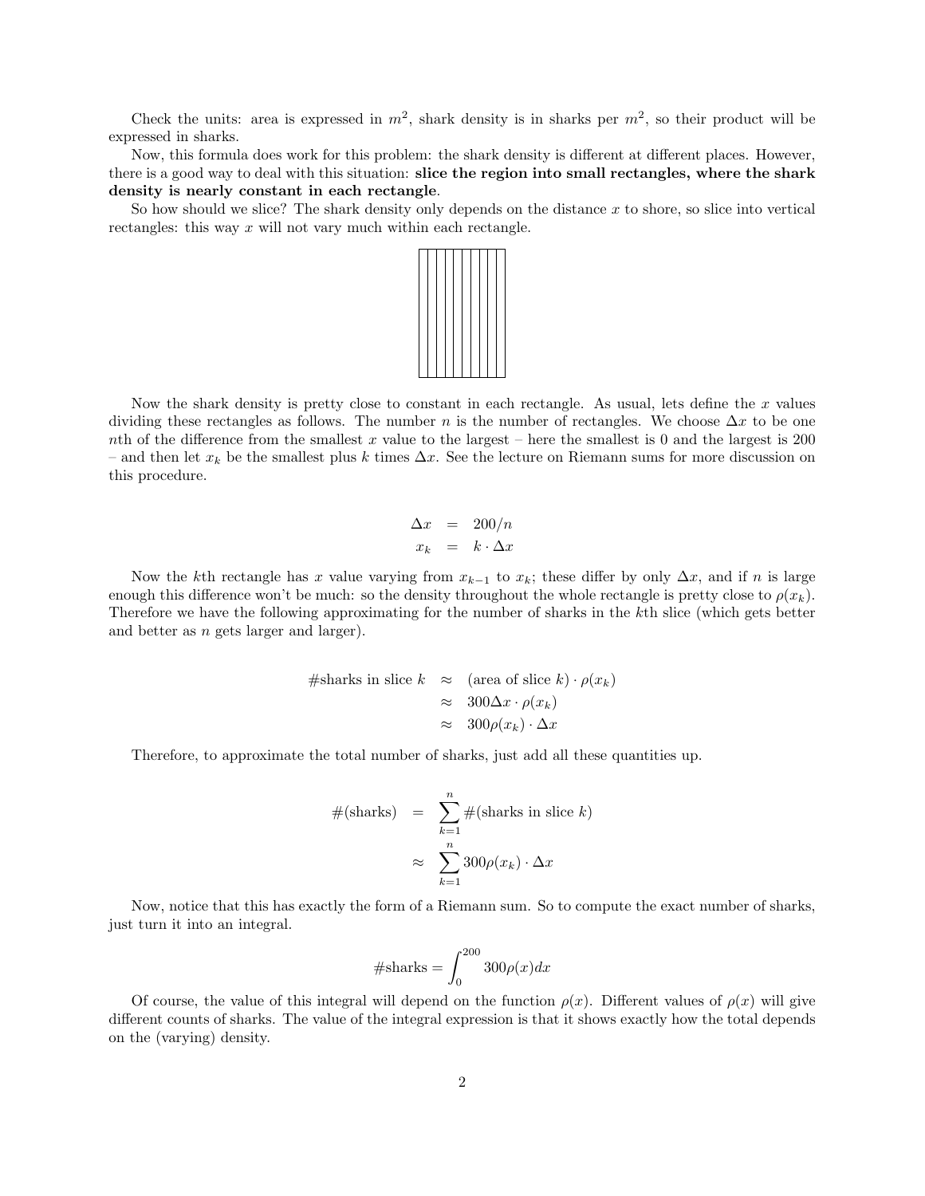Check the units: area is expressed in $m^2$, shark density is in sharks per $m^2$, so their product will be expressed in sharks.

Now, this formula does work for this problem: the shark density is different at different places. However, there is a good way to deal with this situation: **slice the region into small rectangles, where the shark density is nearly constant in each rectangle**.

So how should we slice? The shark density only depends on the distance $x$ to shore, so slice into vertical rectangles: this way $x$ will not vary much within each rectangle.

Now the shark density is pretty close to constant in each rectangle. As usual, lets define the $x$ values dividing these rectangles as follows. The number $n$ is the number of rectangles. We choose $\Delta x$ to be one $n$th of the difference from the smallest $x$ value to the largest – here the smallest is 0 and the largest is 200 – and then let $x_k$ be the smallest plus $k$ times $\Delta x$. See the lecture on Riemann sums for more discussion on this procedure.

$$
\begin{aligned}
\Delta x &= 200/n \\
x_k &= k \cdot \Delta x
\end{aligned}
$$

Now the $k$th rectangle has $x$ value varying from $x_{k-1}$ to $x_k$; these differ by only $\Delta x$, and if $n$ is large enough this difference won't be much: so the density throughout the whole rectangle is pretty close to $\rho(x_k)$. Therefore we have the following approximating for the number of sharks in the $k$th slice (which gets better and better as $n$ gets larger and larger).

$$
\begin{aligned}
\#\text{sharks in slice } k &\approx (\text{area of slice } k) \cdot \rho(x_k) \\
&\approx 300\Delta x \cdot \rho(x_k) \\
&\approx 300\rho(x_k) \cdot \Delta x
\end{aligned}
$$

Therefore, to approximate the total number of sharks, just add all these quantities up.

$$
\begin{aligned}
\#(\text{sharks}) &= \sum_{k=1}^{n} \#(\text{sharks in slice } k) \\
&\approx \sum_{k=1}^{n} 300\rho(x_k) \cdot \Delta x
\end{aligned}
$$

Now, notice that this has exactly the form of a Riemann sum. So to compute the exact number of sharks, just turn it into an integral.

$$
\#\text{sharks} = \int_0^{200} 300\rho(x)dx
$$

Of course, the value of this integral will depend on the function $\rho(x)$. Different values of $\rho(x)$ will give different counts of sharks. The value of the integral expression is that it shows exactly how the total depends on the (varying) density.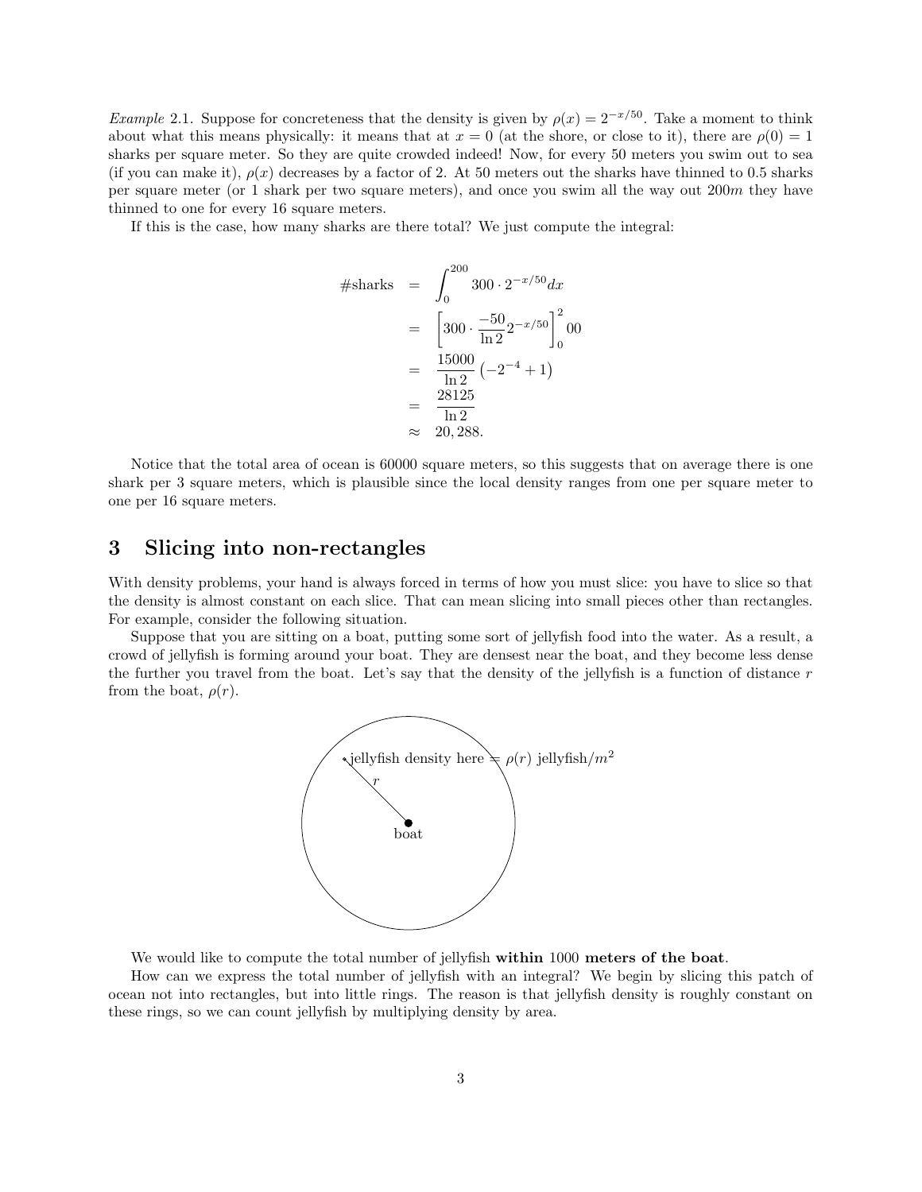*Example* 2.1. Suppose for concreteness that the density is given by $\rho(x) = 2^{-x/50}$. Take a moment to think about what this means physically: it means that at $x = 0$ (at the shore, or close to it), there are $\rho(0) = 1$ sharks per square meter. So they are quite crowded indeed! Now, for every 50 meters you swim out to sea (if you can make it), $\rho(x)$ decreases by a factor of 2. At 50 meters out the sharks have thinned to 0.5 sharks per square meter (or 1 shark per two square meters), and once you swim all the way out $200m$ they have thinned to one for every 16 square meters.

If this is the case, how many sharks are there total? We just compute the integral:

$$
\begin{aligned}
\#\text{sharks} &= \int_0^{200} 300 \cdot 2^{-x/50} dx \\
&= \left[300 \cdot \frac{-50}{\ln 2} 2^{-x/50}\right]_0^2 00 \\
&= \frac{15000}{\ln 2}\left(-2^{-4} + 1\right) \\
&= \frac{28125}{\ln 2} \\
&\approx 20,288.
\end{aligned}
$$

Notice that the total area of ocean is 60000 square meters, so this suggests that on average there is one shark per 3 square meters, which is plausible since the local density ranges from one per square meter to one per 16 square meters.

## 3 Slicing into non-rectangles

With density problems, your hand is always forced in terms of how you must slice: you have to slice so that the density is almost constant on each slice. That can mean slicing into small pieces other than rectangles. For example, consider the following situation.

Suppose that you are sitting on a boat, putting some sort of jellyfish food into the water. As a result, a crowd of jellyfish is forming around your boat. They are densest near the boat, and they become less dense the further you travel from the boat. Let's say that the density of the jellyfish is a function of distance $r$ from the boat, $\rho(r)$.

jellyfish density here = $\rho(r)$ jellyfish/$m^2$

$r$

boat

We would like to compute the total number of jellyfish **within** 1000 **meters of the boat**.

How can we express the total number of jellyfish with an integral? We begin by slicing this patch of ocean not into rectangles, but into little rings. The reason is that jellyfish density is roughly constant on these rings, so we can count jellyfish by multiplying density by area.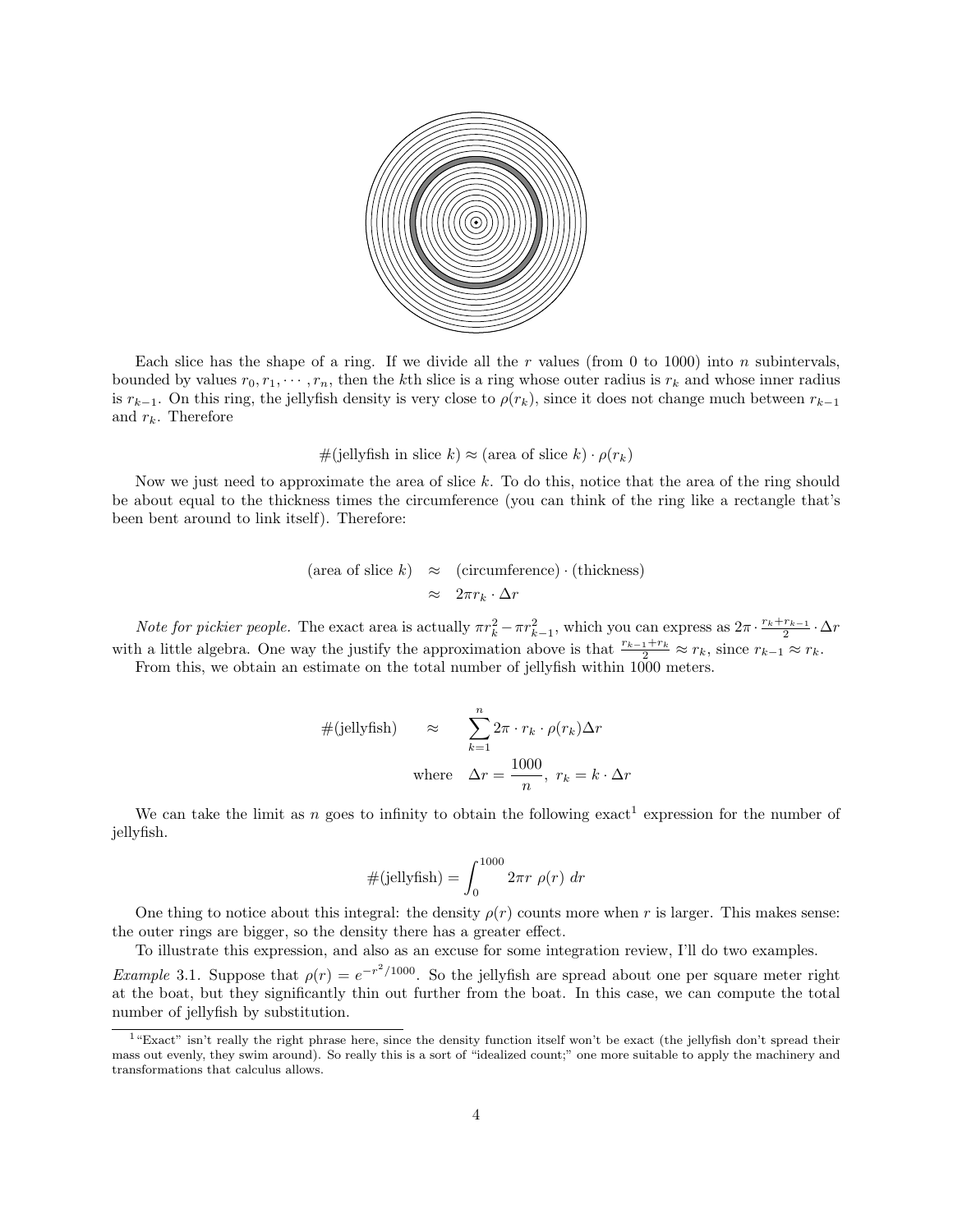Each slice has the shape of a ring. If we divide all the $r$ values (from 0 to 1000) into $n$ subintervals, bounded by values $r_0, r_1, \cdots, r_n$, then the $k$th slice is a ring whose outer radius is $r_k$ and whose inner radius is $r_{k-1}$. On this ring, the jellyfish density is very close to $\rho(r_k)$, since it does not change much between $r_{k-1}$ and $r_k$. Therefore

$$\#(\text{jellyfish in slice } k) \approx (\text{area of slice } k) \cdot \rho(r_k)$$

Now we just need to approximate the area of slice $k$. To do this, notice that the area of the ring should be about equal to the thickness times the circumference (you can think of the ring like a rectangle that's been bent around to link itself). Therefore:

$$\begin{aligned}
(\text{area of slice } k) &\approx (\text{circumference}) \cdot (\text{thickness}) \\
&\approx 2\pi r_k \cdot \Delta r
\end{aligned}$$

*Note for pickier people.* The exact area is actually $\pi r_k^2 - \pi r_{k-1}^2$, which you can express as $2\pi \cdot \frac{r_k + r_{k-1}}{2} \cdot \Delta r$ with a little algebra. One way the justify the approximation above is that $\frac{r_{k-1}+r_k}{2} \approx r_k$, since $r_{k-1} \approx r_k$.

From this, we obtain an estimate on the total number of jellyfish within 1000 meters.

$$\#(\text{jellyfish}) \approx \sum_{k=1}^{n} 2\pi \cdot r_k \cdot \rho(r_k) \Delta r$$

$$\text{where} \quad \Delta r = \frac{1000}{n}, \; r_k = k \cdot \Delta r$$

We can take the limit as $n$ goes to infinity to obtain the following exact[1] expression for the number of jellyfish.

$$\#(\text{jellyfish}) = \int_0^{1000} 2\pi r \; \rho(r) \; dr$$

One thing to notice about this integral: the density $\rho(r)$ counts more when $r$ is larger. This makes sense: the outer rings are bigger, so the density there has a greater effect.

To illustrate this expression, and also as an excuse for some integration review, I'll do two examples.

*Example* 3.1. Suppose that $\rho(r) = e^{-r^2/1000}$. So the jellyfish are spread about one per square meter right at the boat, but they significantly thin out further from the boat. In this case, we can compute the total number of jellyfish by substitution.

[1] "Exact" isn't really the right phrase here, since the density function itself won't be exact (the jellyfish don't spread their mass out evenly, they swim around). So really this is a sort of "idealized count;" one more suitable to apply the machinery and transformations that calculus allows.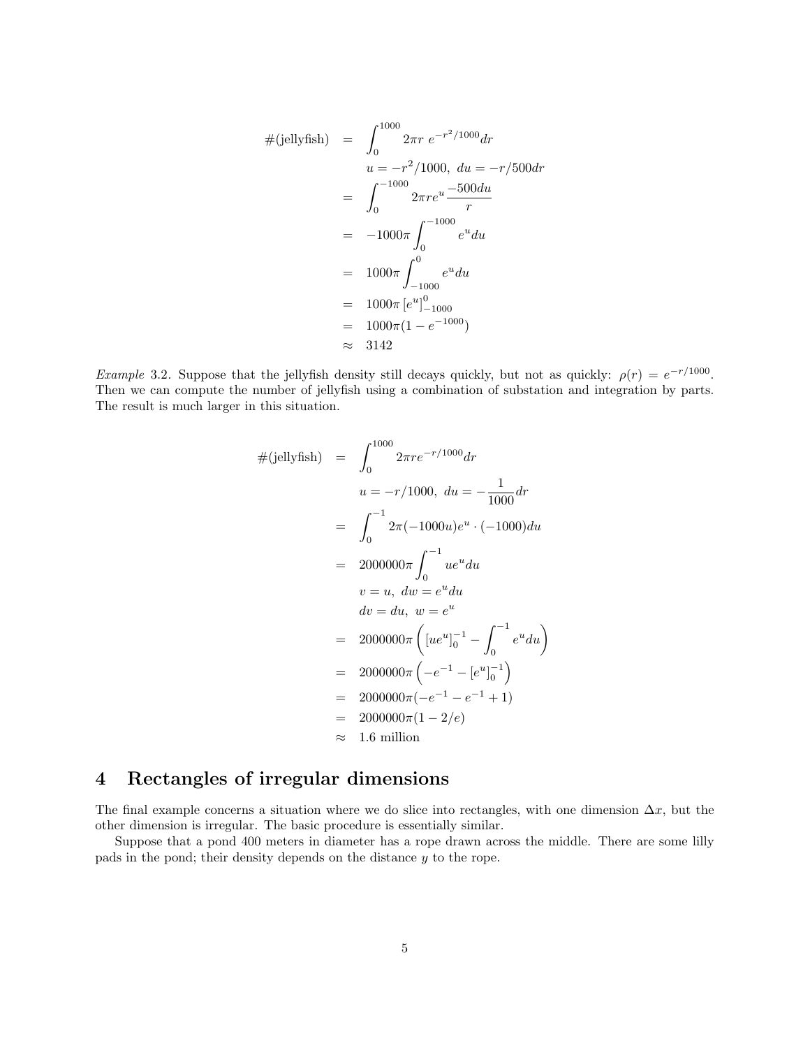$$
\begin{aligned}
\#(\text{jellyfish}) &= \int_0^{1000} 2\pi r\ e^{-r^2/1000} dr \\
& \quad u = -r^2/1000,\ du = -r/500 dr \\
&= \int_0^{-1000} 2\pi r e^u \frac{-500 du}{r} \\
&= -1000\pi \int_0^{-1000} e^u du \\
&= 1000\pi \int_{-1000}^{0} e^u du \\
&= 1000\pi \left[e^u\right]_{-1000}^{0} \\
&= 1000\pi(1 - e^{-1000}) \\
&\approx 3142
\end{aligned}
$$

*Example* 3.2. Suppose that the jellyfish density still decays quickly, but not as quickly: $\rho(r) = e^{-r/1000}$. Then we can compute the number of jellyfish using a combination of substation and integration by parts. The result is much larger in this situation.

$$
\begin{aligned}
\#(\text{jellyfish}) &= \int_0^{1000} 2\pi r e^{-r/1000} dr \\
& \quad u = -r/1000,\ du = -\frac{1}{1000} dr \\
&= \int_0^{-1} 2\pi(-1000u)e^u \cdot (-1000) du \\
&= 2000000\pi \int_0^{-1} u e^u du \\
& \quad v = u,\ dw = e^u du \\
& \quad dv = du,\ w = e^u \\
&= 2000000\pi \left( \left[u e^u\right]_0^{-1} - \int_0^{-1} e^u du \right) \\
&= 2000000\pi \left( -e^{-1} - \left[e^u\right]_0^{-1} \right) \\
&= 2000000\pi(-e^{-1} - e^{-1} + 1) \\
&= 2000000\pi(1 - 2/e) \\
&\approx 1.6 \text{ million}
\end{aligned}
$$

## 4 Rectangles of irregular dimensions

The final example concerns a situation where we do slice into rectangles, with one dimension $\Delta x$, but the other dimension is irregular. The basic procedure is essentially similar.

Suppose that a pond 400 meters in diameter has a rope drawn across the middle. There are some lilly pads in the pond; their density depends on the distance $y$ to the rope.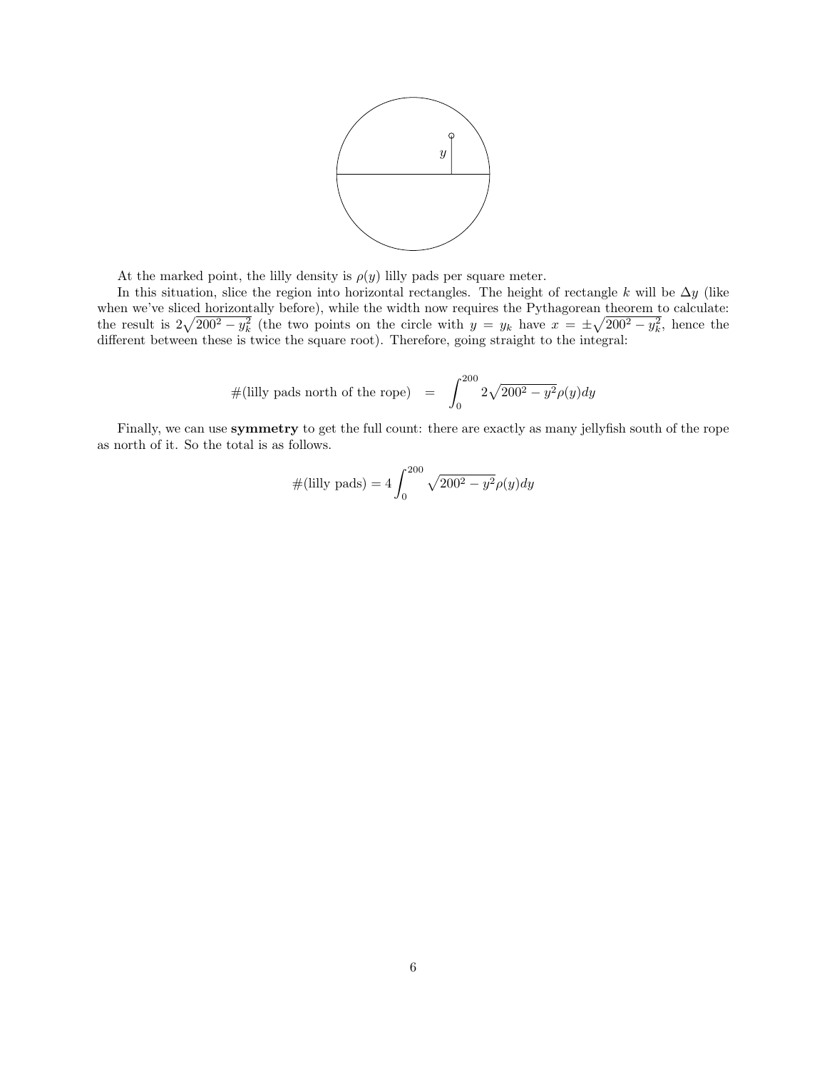$y$

At the marked point, the lilly density is $\rho(y)$ lilly pads per square meter.

In this situation, slice the region into horizontal rectangles. The height of rectangle $k$ will be $\Delta y$ (like when we've sliced horizontally before), while the width now requires the Pythagorean theorem to calculate: the result is $2\sqrt{200^2 - y_k^2}$ (the two points on the circle with $y = y_k$ have $x = \pm\sqrt{200^2 - y_k^2}$, hence the different between these is twice the square root). Therefore, going straight to the integral:

$$\#(\text{lilly pads north of the rope}) \quad = \quad \int_0^{200} 2\sqrt{200^2 - y^2}\rho(y)dy$$

Finally, we can use **symmetry** to get the full count: there are exactly as many jellyfish south of the rope as north of it. So the total is as follows.

$$\#(\text{lilly pads}) = 4\int_0^{200} \sqrt{200^2 - y^2}\rho(y)dy$$